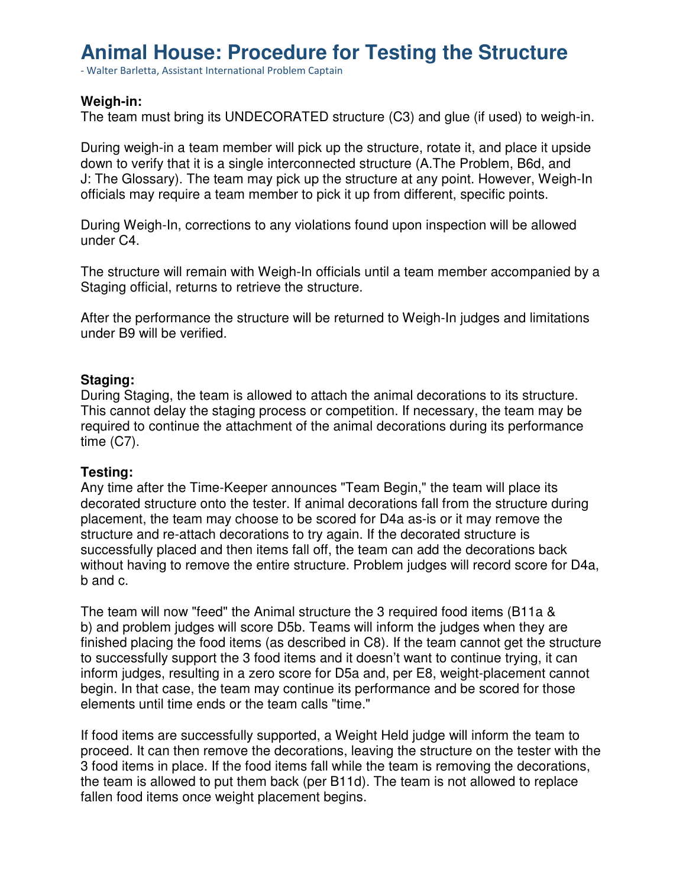# Animal House: Procedure for Testing the Structure

- Walter Barletta, Assistant International Problem Captain

**Weigh-in:**

The team must bring its UNDECORATED structure (C3) and glue (if used) to weigh-in.

During weigh-in a team member will pick up the structure, rotate it, and place it upside down to verify that it is a single interconnected structure (A.The Problem, B6d, and J: The Glossary). The team may pick up the structure at any point. However, Weigh-In officials may require a team member to pick it up from different, specific points.

During Weigh-In, corrections to any violations found upon inspection will be allowed under C4.

The structure will remain with Weigh-In officials until a team member accompanied by a Staging official, returns to retrieve the structure.

After the performance the structure will be returned to Weigh-In judges and limitations under B9 will be verified.

**Staging:**

During Staging, the team is allowed to attach the animal decorations to its structure. This cannot delay the staging process or competition. If necessary, the team may be required to continue the attachment of the animal decorations during its performance time (C7).

**Testing:**

Any time after the Time-Keeper announces "Team Begin," the team will place its decorated structure onto the tester. If animal decorations fall from the structure during placement, the team may choose to be scored for D4a as-is or it may remove the structure and re-attach decorations to try again. If the decorated structure is successfully placed and then items fall off, the team can add the decorations back without having to remove the entire structure. Problem judges will record score for D4a, b and c.

The team will now "feed" the Animal structure the 3 required food items (B11a & b) and problem judges will score D5b. Teams will inform the judges when they are finished placing the food items (as described in C8). If the team cannot get the structure to successfully support the 3 food items and it doesn't want to continue trying, it can inform judges, resulting in a zero score for D5a and, per E8, weight-placement cannot begin. In that case, the team may continue its performance and be scored for those elements until time ends or the team calls "time."

If food items are successfully supported, a Weight Held judge will inform the team to proceed. It can then remove the decorations, leaving the structure on the tester with the 3 food items in place. If the food items fall while the team is removing the decorations, the team is allowed to put them back (per B11d). The team is not allowed to replace fallen food items once weight placement begins.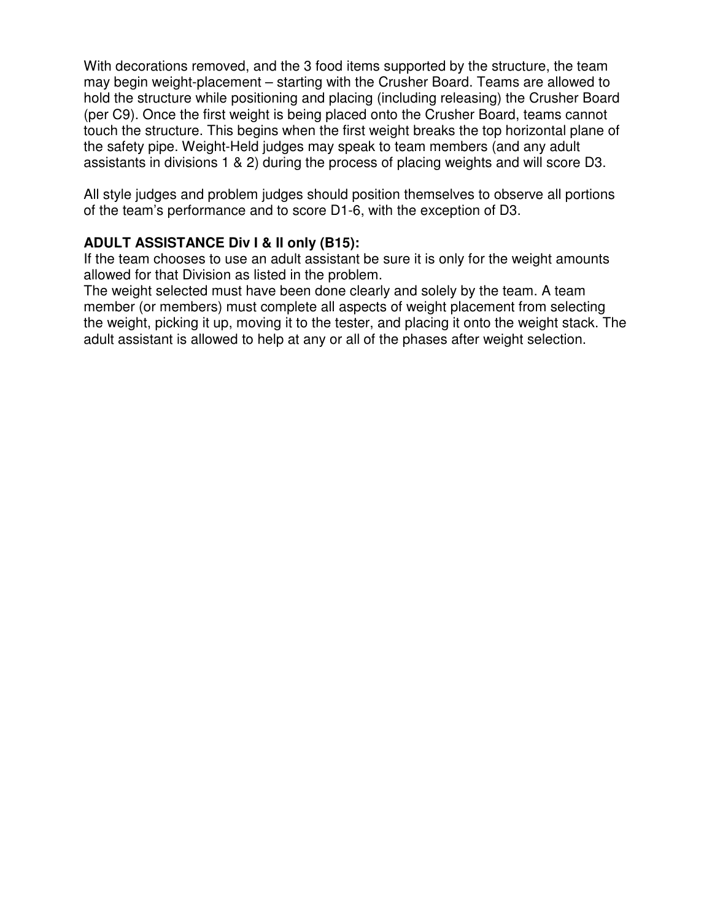With decorations removed, and the 3 food items supported by the structure, the team may begin weight-placement – starting with the Crusher Board. Teams are allowed to hold the structure while positioning and placing (including releasing) the Crusher Board (per C9). Once the first weight is being placed onto the Crusher Board, teams cannot touch the structure. This begins when the first weight breaks the top horizontal plane of the safety pipe. Weight-Held judges may speak to team members (and any adult assistants in divisions 1 & 2) during the process of placing weights and will score D3.

All style judges and problem judges should position themselves to observe all portions of the team's performance and to score D1-6, with the exception of D3.

**ADULT ASSISTANCE Div I & II only (B15):**

If the team chooses to use an adult assistant be sure it is only for the weight amounts allowed for that Division as listed in the problem.

The weight selected must have been done clearly and solely by the team. A team member (or members) must complete all aspects of weight placement from selecting the weight, picking it up, moving it to the tester, and placing it onto the weight stack. The adult assistant is allowed to help at any or all of the phases after weight selection.